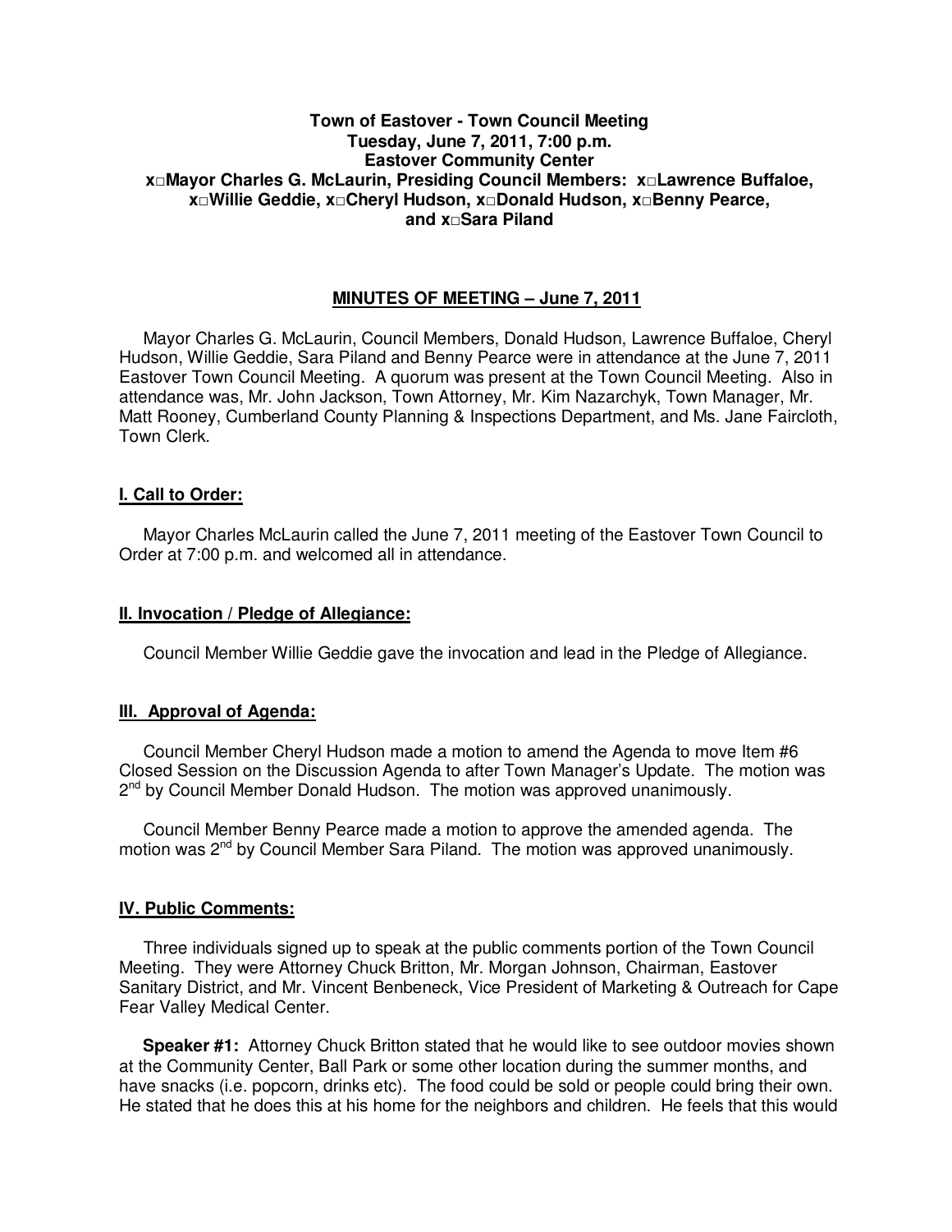**Town of Eastover - Town Council Meeting**
**Tuesday, June 7, 2011, 7:00 p.m.**
**Eastover Community Center**
**x□Mayor Charles G. McLaurin, Presiding Council Members: x□Lawrence Buffaloe, x□Willie Geddie, x□Cheryl Hudson, x□Donald Hudson, x□Benny Pearce, and x□Sara Piland**

## MINUTES OF MEETING – June 7, 2011

Mayor Charles G. McLaurin, Council Members, Donald Hudson, Lawrence Buffaloe, Cheryl Hudson, Willie Geddie, Sara Piland and Benny Pearce were in attendance at the June 7, 2011 Eastover Town Council Meeting. A quorum was present at the Town Council Meeting. Also in attendance was, Mr. John Jackson, Town Attorney, Mr. Kim Nazarchyk, Town Manager, Mr. Matt Rooney, Cumberland County Planning & Inspections Department, and Ms. Jane Faircloth, Town Clerk.

### I. Call to Order:

Mayor Charles McLaurin called the June 7, 2011 meeting of the Eastover Town Council to Order at 7:00 p.m. and welcomed all in attendance.

### II. Invocation / Pledge of Allegiance:

Council Member Willie Geddie gave the invocation and lead in the Pledge of Allegiance.

### III. Approval of Agenda:

Council Member Cheryl Hudson made a motion to amend the Agenda to move Item #6 Closed Session on the Discussion Agenda to after Town Manager's Update. The motion was 2nd by Council Member Donald Hudson. The motion was approved unanimously.

Council Member Benny Pearce made a motion to approve the amended agenda. The motion was 2nd by Council Member Sara Piland. The motion was approved unanimously.

### IV. Public Comments:

Three individuals signed up to speak at the public comments portion of the Town Council Meeting. They were Attorney Chuck Britton, Mr. Morgan Johnson, Chairman, Eastover Sanitary District, and Mr. Vincent Benbeneck, Vice President of Marketing & Outreach for Cape Fear Valley Medical Center.

**Speaker #1:** Attorney Chuck Britton stated that he would like to see outdoor movies shown at the Community Center, Ball Park or some other location during the summer months, and have snacks (i.e. popcorn, drinks etc). The food could be sold or people could bring their own. He stated that he does this at his home for the neighbors and children. He feels that this would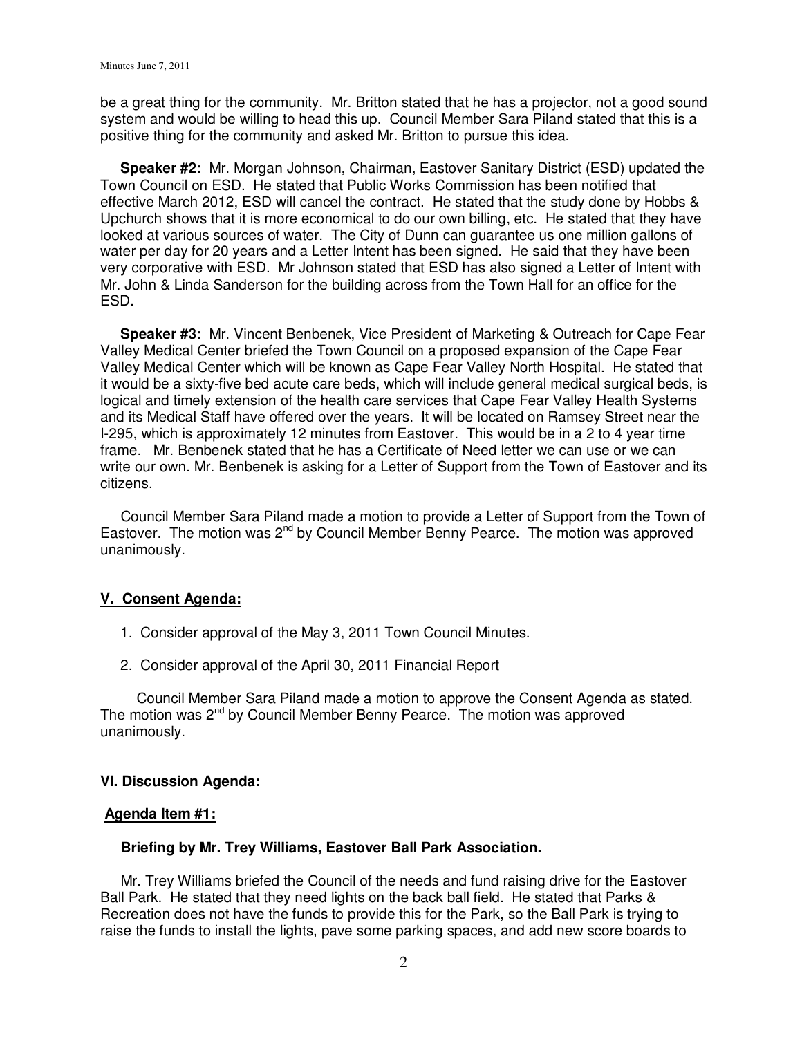be a great thing for the community. Mr. Britton stated that he has a projector, not a good sound system and would be willing to head this up. Council Member Sara Piland stated that this is a positive thing for the community and asked Mr. Britton to pursue this idea.

**Speaker #2:** Mr. Morgan Johnson, Chairman, Eastover Sanitary District (ESD) updated the Town Council on ESD. He stated that Public Works Commission has been notified that effective March 2012, ESD will cancel the contract. He stated that the study done by Hobbs & Upchurch shows that it is more economical to do our own billing, etc. He stated that they have looked at various sources of water. The City of Dunn can guarantee us one million gallons of water per day for 20 years and a Letter Intent has been signed. He said that they have been very corporative with ESD. Mr Johnson stated that ESD has also signed a Letter of Intent with Mr. John & Linda Sanderson for the building across from the Town Hall for an office for the ESD.

**Speaker #3:** Mr. Vincent Benbenek, Vice President of Marketing & Outreach for Cape Fear Valley Medical Center briefed the Town Council on a proposed expansion of the Cape Fear Valley Medical Center which will be known as Cape Fear Valley North Hospital. He stated that it would be a sixty-five bed acute care beds, which will include general medical surgical beds, is logical and timely extension of the health care services that Cape Fear Valley Health Systems and its Medical Staff have offered over the years. It will be located on Ramsey Street near the I-295, which is approximately 12 minutes from Eastover. This would be in a 2 to 4 year time frame. Mr. Benbenek stated that he has a Certificate of Need letter we can use or we can write our own. Mr. Benbenek is asking for a Letter of Support from the Town of Eastover and its citizens.

Council Member Sara Piland made a motion to provide a Letter of Support from the Town of Eastover. The motion was 2nd by Council Member Benny Pearce. The motion was approved unanimously.

## V. Consent Agenda:

1. Consider approval of the May 3, 2011 Town Council Minutes.
2. Consider approval of the April 30, 2011 Financial Report

Council Member Sara Piland made a motion to approve the Consent Agenda as stated. The motion was 2nd by Council Member Benny Pearce. The motion was approved unanimously.

## VI. Discussion Agenda:

### Agenda Item #1:

**Briefing by Mr. Trey Williams, Eastover Ball Park Association.**

Mr. Trey Williams briefed the Council of the needs and fund raising drive for the Eastover Ball Park. He stated that they need lights on the back ball field. He stated that Parks & Recreation does not have the funds to provide this for the Park, so the Ball Park is trying to raise the funds to install the lights, pave some parking spaces, and add new score boards to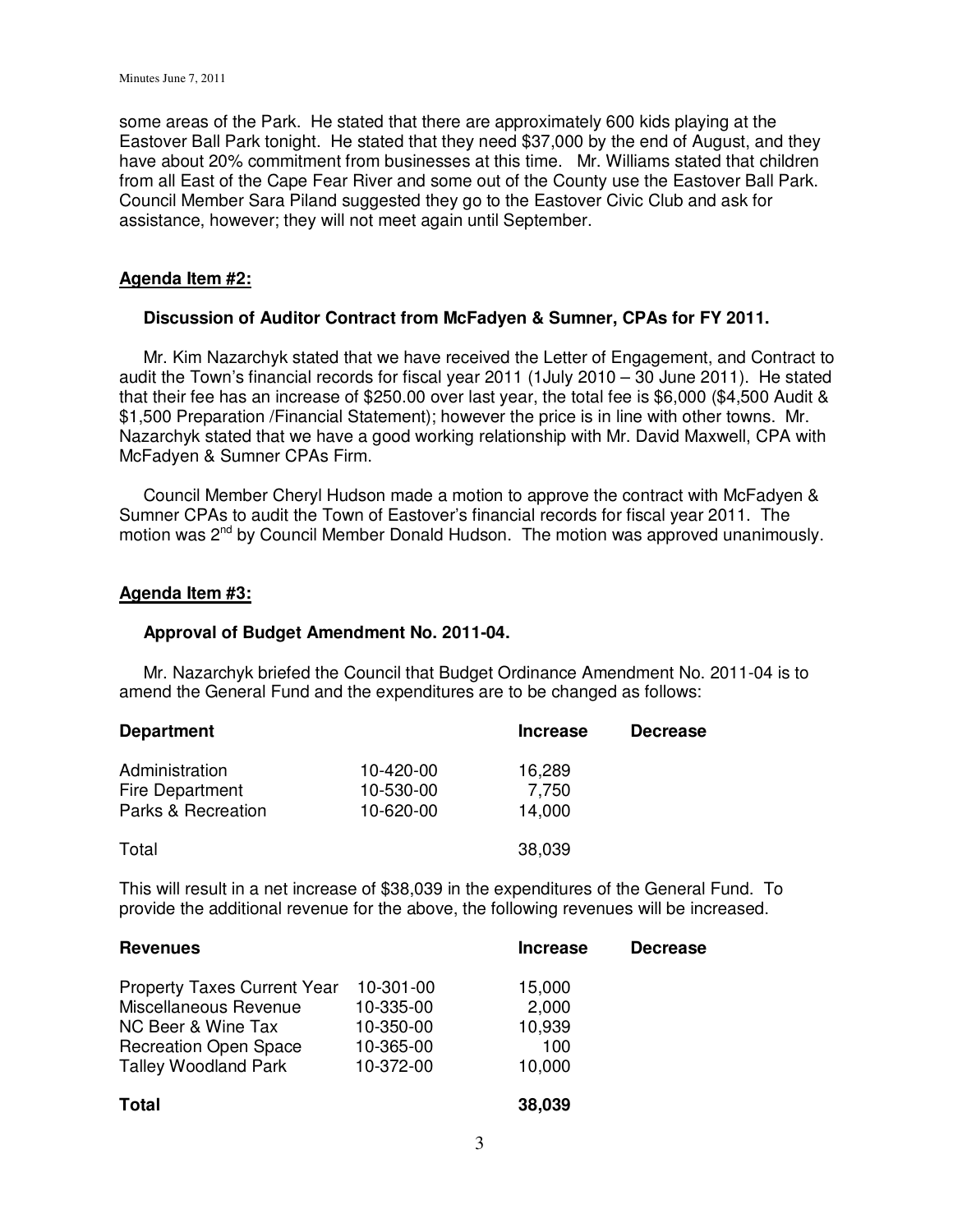some areas of the Park. He stated that there are approximately 600 kids playing at the Eastover Ball Park tonight. He stated that they need $37,000 by the end of August, and they have about 20% commitment from businesses at this time. Mr. Williams stated that children from all East of the Cape Fear River and some out of the County use the Eastover Ball Park. Council Member Sara Piland suggested they go to the Eastover Civic Club and ask for assistance, however; they will not meet again until September.

**Agenda Item #2:**

**Discussion of Auditor Contract from McFadyen & Sumner, CPAs for FY 2011.**

Mr. Kim Nazarchyk stated that we have received the Letter of Engagement, and Contract to audit the Town's financial records for fiscal year 2011 (1July 2010 – 30 June 2011). He stated that their fee has an increase of $250.00 over last year, the total fee is $6,000 ($4,500 Audit & $1,500 Preparation /Financial Statement); however the price is in line with other towns. Mr. Nazarchyk stated that we have a good working relationship with Mr. David Maxwell, CPA with McFadyen & Sumner CPAs Firm.

Council Member Cheryl Hudson made a motion to approve the contract with McFadyen & Sumner CPAs to audit the Town of Eastover's financial records for fiscal year 2011. The motion was 2nd by Council Member Donald Hudson. The motion was approved unanimously.

**Agenda Item #3:**

**Approval of Budget Amendment No. 2011-04.**

Mr. Nazarchyk briefed the Council that Budget Ordinance Amendment No. 2011-04 is to amend the General Fund and the expenditures are to be changed as follows:

| Department | | Increase | Decrease |
|---|---|---|---|
| Administration | 10-420-00 | 16,289 | |
| Fire Department | 10-530-00 | 7,750 | |
| Parks & Recreation | 10-620-00 | 14,000 | |
| Total | | 38,039 | |

This will result in a net increase of $38,039 in the expenditures of the General Fund. To provide the additional revenue for the above, the following revenues will be increased.

| Revenues | | Increase | Decrease |
|---|---|---|---|
| Property Taxes Current Year | 10-301-00 | 15,000 | |
| Miscellaneous Revenue | 10-335-00 | 2,000 | |
| NC Beer & Wine Tax | 10-350-00 | 10,939 | |
| Recreation Open Space | 10-365-00 | 100 | |
| Talley Woodland Park | 10-372-00 | 10,000 | |
| **Total** | | **38,039** | |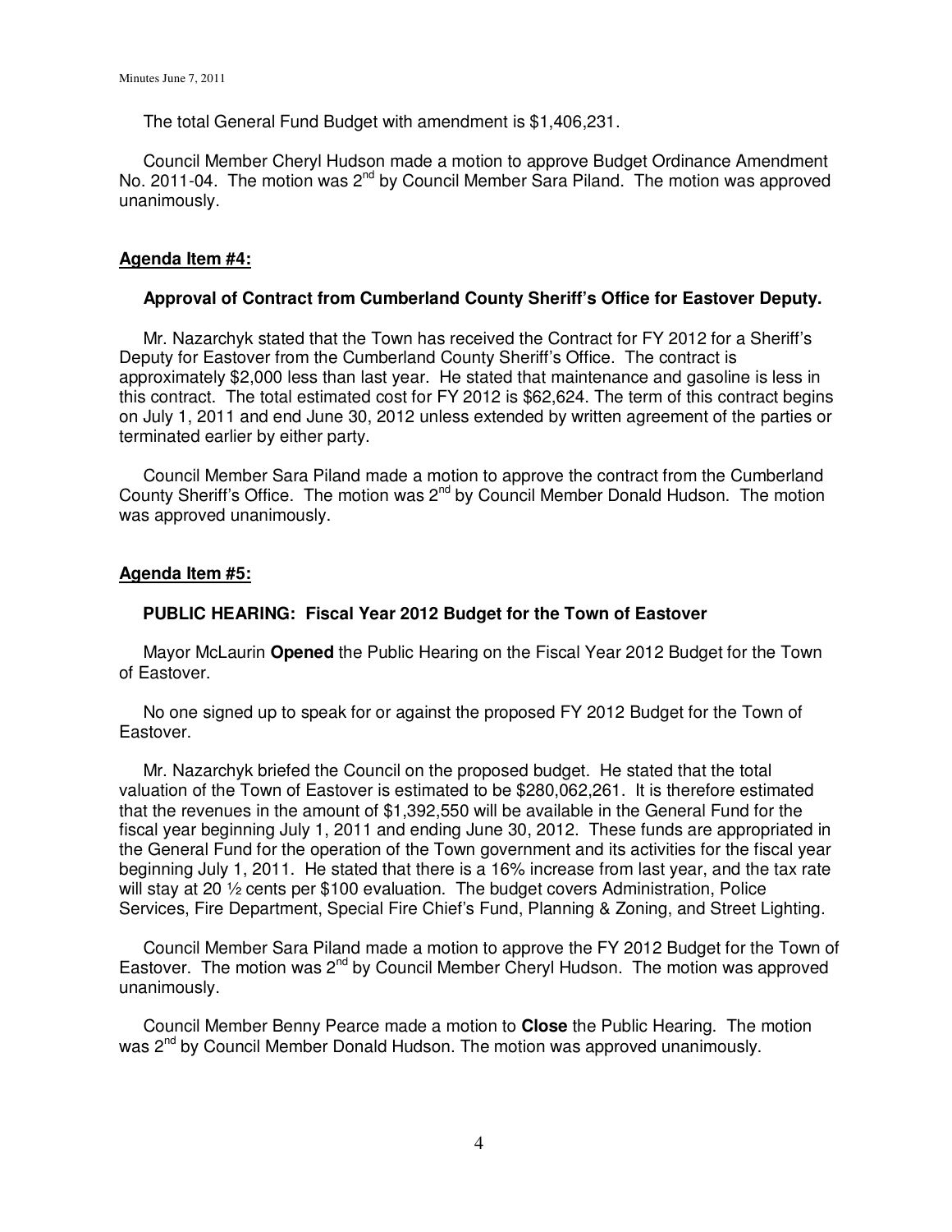The total General Fund Budget with amendment is $1,406,231.

Council Member Cheryl Hudson made a motion to approve Budget Ordinance Amendment No. 2011-04. The motion was 2nd by Council Member Sara Piland. The motion was approved unanimously.

**Agenda Item #4:**

**Approval of Contract from Cumberland County Sheriff's Office for Eastover Deputy.**

Mr. Nazarchyk stated that the Town has received the Contract for FY 2012 for a Sheriff's Deputy for Eastover from the Cumberland County Sheriff's Office. The contract is approximately $2,000 less than last year. He stated that maintenance and gasoline is less in this contract. The total estimated cost for FY 2012 is $62,624. The term of this contract begins on July 1, 2011 and end June 30, 2012 unless extended by written agreement of the parties or terminated earlier by either party.

Council Member Sara Piland made a motion to approve the contract from the Cumberland County Sheriff's Office. The motion was 2nd by Council Member Donald Hudson. The motion was approved unanimously.

**Agenda Item #5:**

**PUBLIC HEARING: Fiscal Year 2012 Budget for the Town of Eastover**

Mayor McLaurin **Opened** the Public Hearing on the Fiscal Year 2012 Budget for the Town of Eastover.

No one signed up to speak for or against the proposed FY 2012 Budget for the Town of Eastover.

Mr. Nazarchyk briefed the Council on the proposed budget. He stated that the total valuation of the Town of Eastover is estimated to be $280,062,261. It is therefore estimated that the revenues in the amount of $1,392,550 will be available in the General Fund for the fiscal year beginning July 1, 2011 and ending June 30, 2012. These funds are appropriated in the General Fund for the operation of the Town government and its activities for the fiscal year beginning July 1, 2011. He stated that there is a 16% increase from last year, and the tax rate will stay at 20 ½ cents per $100 evaluation. The budget covers Administration, Police Services, Fire Department, Special Fire Chief's Fund, Planning & Zoning, and Street Lighting.

Council Member Sara Piland made a motion to approve the FY 2012 Budget for the Town of Eastover. The motion was 2nd by Council Member Cheryl Hudson. The motion was approved unanimously.

Council Member Benny Pearce made a motion to **Close** the Public Hearing. The motion was 2nd by Council Member Donald Hudson. The motion was approved unanimously.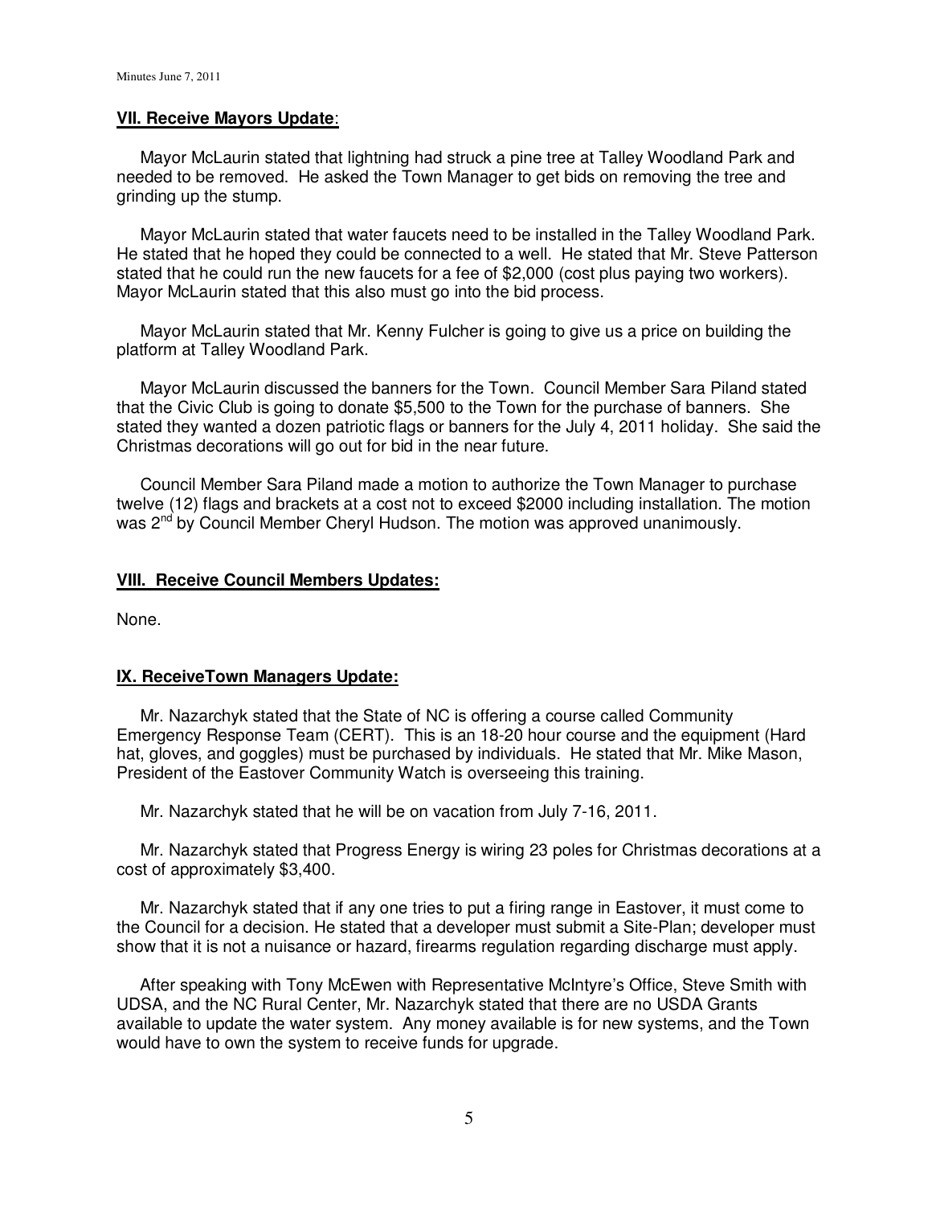**VII. Receive Mayors Update**:

Mayor McLaurin stated that lightning had struck a pine tree at Talley Woodland Park and needed to be removed. He asked the Town Manager to get bids on removing the tree and grinding up the stump.

Mayor McLaurin stated that water faucets need to be installed in the Talley Woodland Park. He stated that he hoped they could be connected to a well. He stated that Mr. Steve Patterson stated that he could run the new faucets for a fee of $2,000 (cost plus paying two workers). Mayor McLaurin stated that this also must go into the bid process.

Mayor McLaurin stated that Mr. Kenny Fulcher is going to give us a price on building the platform at Talley Woodland Park.

Mayor McLaurin discussed the banners for the Town. Council Member Sara Piland stated that the Civic Club is going to donate $5,500 to the Town for the purchase of banners. She stated they wanted a dozen patriotic flags or banners for the July 4, 2011 holiday. She said the Christmas decorations will go out for bid in the near future.

Council Member Sara Piland made a motion to authorize the Town Manager to purchase twelve (12) flags and brackets at a cost not to exceed $2000 including installation. The motion was 2nd by Council Member Cheryl Hudson. The motion was approved unanimously.

**VIII. Receive Council Members Updates:**

None.

**IX. ReceiveTown Managers Update:**

Mr. Nazarchyk stated that the State of NC is offering a course called Community Emergency Response Team (CERT). This is an 18-20 hour course and the equipment (Hard hat, gloves, and goggles) must be purchased by individuals. He stated that Mr. Mike Mason, President of the Eastover Community Watch is overseeing this training.

Mr. Nazarchyk stated that he will be on vacation from July 7-16, 2011.

Mr. Nazarchyk stated that Progress Energy is wiring 23 poles for Christmas decorations at a cost of approximately $3,400.

Mr. Nazarchyk stated that if any one tries to put a firing range in Eastover, it must come to the Council for a decision. He stated that a developer must submit a Site-Plan; developer must show that it is not a nuisance or hazard, firearms regulation regarding discharge must apply.

After speaking with Tony McEwen with Representative McIntyre's Office, Steve Smith with UDSA, and the NC Rural Center, Mr. Nazarchyk stated that there are no USDA Grants available to update the water system. Any money available is for new systems, and the Town would have to own the system to receive funds for upgrade.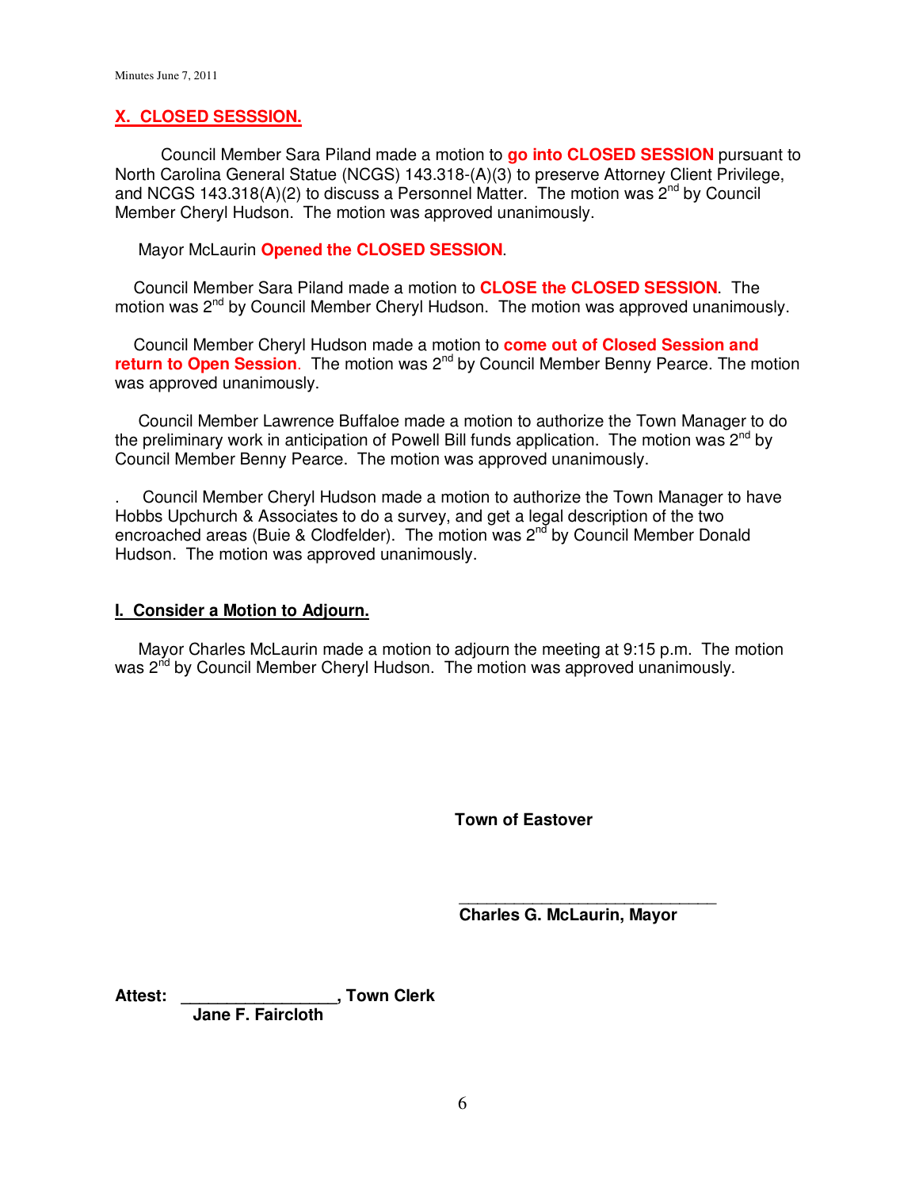## X. CLOSED SESSSION.

Council Member Sara Piland made a motion to **go into CLOSED SESSION** pursuant to North Carolina General Statue (NCGS) 143.318-(A)(3) to preserve Attorney Client Privilege, and NCGS 143.318(A)(2) to discuss a Personnel Matter. The motion was 2nd by Council Member Cheryl Hudson. The motion was approved unanimously.

Mayor McLaurin **Opened the CLOSED SESSION**.

Council Member Sara Piland made a motion to **CLOSE the CLOSED SESSION**. The motion was 2nd by Council Member Cheryl Hudson. The motion was approved unanimously.

Council Member Cheryl Hudson made a motion to **come out of Closed Session and return to Open Session**. The motion was 2nd by Council Member Benny Pearce. The motion was approved unanimously.

Council Member Lawrence Buffaloe made a motion to authorize the Town Manager to do the preliminary work in anticipation of Powell Bill funds application. The motion was 2nd by Council Member Benny Pearce. The motion was approved unanimously.

. Council Member Cheryl Hudson made a motion to authorize the Town Manager to have Hobbs Upchurch & Associates to do a survey, and get a legal description of the two encroached areas (Buie & Clodfelder). The motion was 2nd by Council Member Donald Hudson. The motion was approved unanimously.

## I. Consider a Motion to Adjourn.

Mayor Charles McLaurin made a motion to adjourn the meeting at 9:15 p.m. The motion was 2nd by Council Member Cheryl Hudson. The motion was approved unanimously.

**Town of Eastover**

______________________________
**Charles G. McLaurin, Mayor**

**Attest: ________________, Town Clerk**
**Jane F. Faircloth**